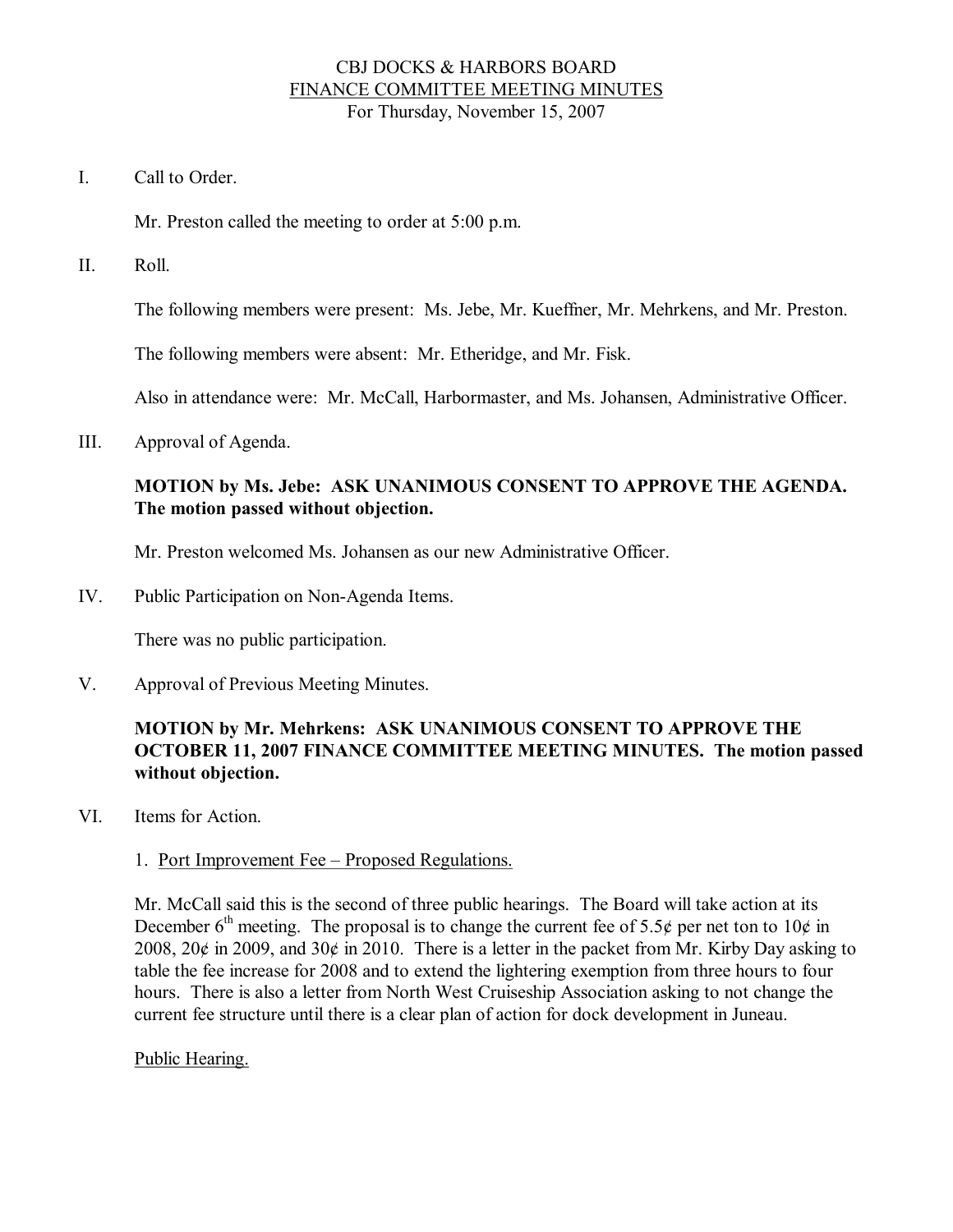# CBJ DOCKS & HARBORS BOARD
## FINANCE COMMITTEE MEETING MINUTES
### For Thursday, November 15, 2007

I. Call to Order.

Mr. Preston called the meeting to order at 5:00 p.m.

II. Roll.

The following members were present: Ms. Jebe, Mr. Kueffner, Mr. Mehrkens, and Mr. Preston.

The following members were absent: Mr. Etheridge, and Mr. Fisk.

Also in attendance were: Mr. McCall, Harbormaster, and Ms. Johansen, Administrative Officer.

III. Approval of Agenda.

**MOTION by Ms. Jebe: ASK UNANIMOUS CONSENT TO APPROVE THE AGENDA. The motion passed without objection.**

Mr. Preston welcomed Ms. Johansen as our new Administrative Officer.

IV. Public Participation on Non-Agenda Items.

There was no public participation.

V. Approval of Previous Meeting Minutes.

**MOTION by Mr. Mehrkens: ASK UNANIMOUS CONSENT TO APPROVE THE OCTOBER 11, 2007 FINANCE COMMITTEE MEETING MINUTES. The motion passed without objection.**

VI. Items for Action.

1. Port Improvement Fee – Proposed Regulations.

Mr. McCall said this is the second of three public hearings. The Board will take action at its December 6th meeting. The proposal is to change the current fee of 5.5¢ per net ton to 10¢ in 2008, 20¢ in 2009, and 30¢ in 2010. There is a letter in the packet from Mr. Kirby Day asking to table the fee increase for 2008 and to extend the lightering exemption from three hours to four hours. There is also a letter from North West Cruiseship Association asking to not change the current fee structure until there is a clear plan of action for dock development in Juneau.

Public Hearing.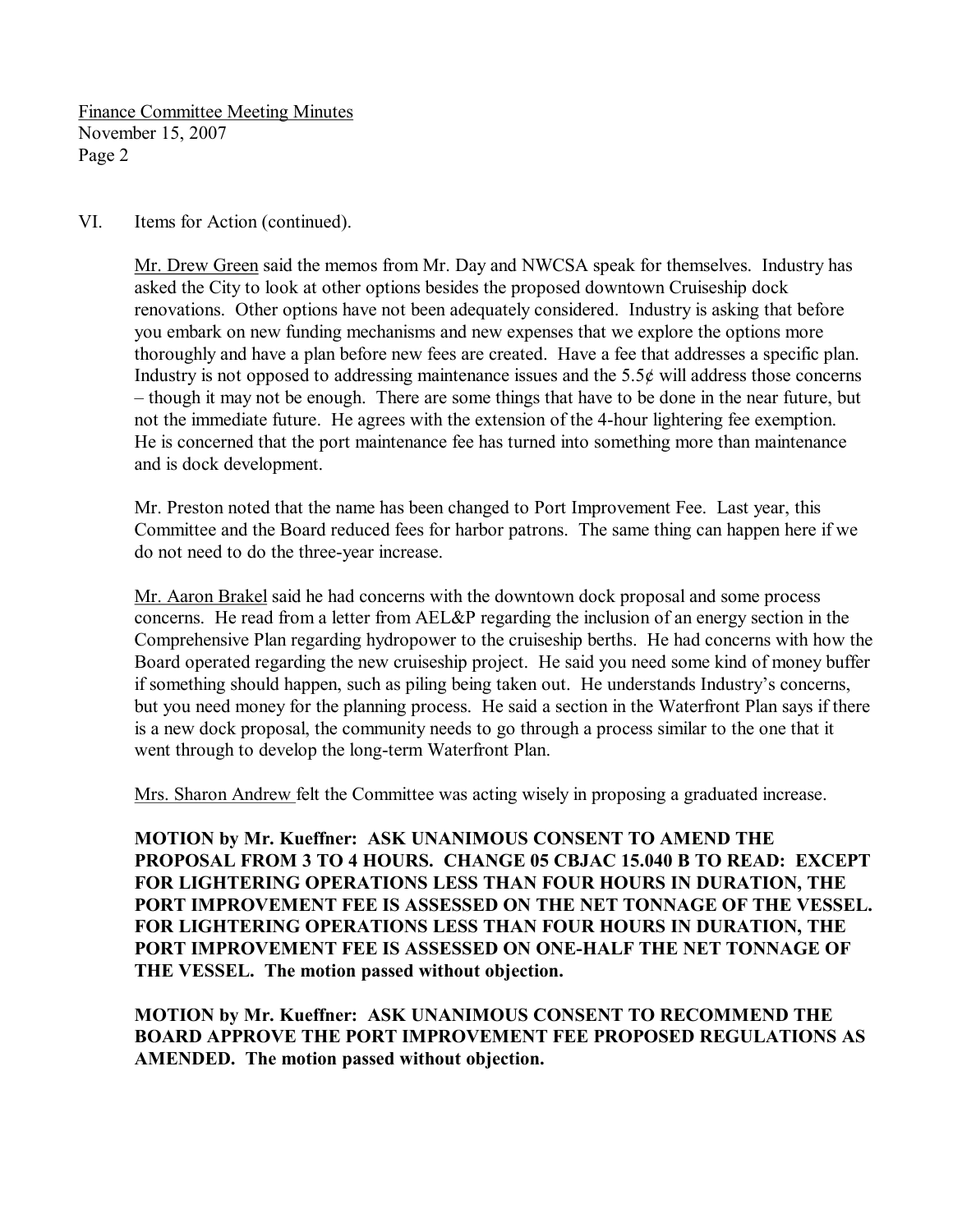VI. Items for Action (continued).

Mr. Drew Green said the memos from Mr. Day and NWCSA speak for themselves. Industry has asked the City to look at other options besides the proposed downtown Cruiseship dock renovations. Other options have not been adequately considered. Industry is asking that before you embark on new funding mechanisms and new expenses that we explore the options more thoroughly and have a plan before new fees are created. Have a fee that addresses a specific plan. Industry is not opposed to addressing maintenance issues and the 5.5¢ will address those concerns – though it may not be enough. There are some things that have to be done in the near future, but not the immediate future. He agrees with the extension of the 4-hour lightering fee exemption. He is concerned that the port maintenance fee has turned into something more than maintenance and is dock development.

Mr. Preston noted that the name has been changed to Port Improvement Fee. Last year, this Committee and the Board reduced fees for harbor patrons. The same thing can happen here if we do not need to do the three-year increase.

Mr. Aaron Brakel said he had concerns with the downtown dock proposal and some process concerns. He read from a letter from AEL&P regarding the inclusion of an energy section in the Comprehensive Plan regarding hydropower to the cruiseship berths. He had concerns with how the Board operated regarding the new cruiseship project. He said you need some kind of money buffer if something should happen, such as piling being taken out. He understands Industry's concerns, but you need money for the planning process. He said a section in the Waterfront Plan says if there is a new dock proposal, the community needs to go through a process similar to the one that it went through to develop the long-term Waterfront Plan.

Mrs. Sharon Andrew felt the Committee was acting wisely in proposing a graduated increase.

**MOTION by Mr. Kueffner: ASK UNANIMOUS CONSENT TO AMEND THE PROPOSAL FROM 3 TO 4 HOURS. CHANGE 05 CBJAC 15.040 B TO READ: EXCEPT FOR LIGHTERING OPERATIONS LESS THAN FOUR HOURS IN DURATION, THE PORT IMPROVEMENT FEE IS ASSESSED ON THE NET TONNAGE OF THE VESSEL. FOR LIGHTERING OPERATIONS LESS THAN FOUR HOURS IN DURATION, THE PORT IMPROVEMENT FEE IS ASSESSED ON ONE-HALF THE NET TONNAGE OF THE VESSEL. The motion passed without objection.**

**MOTION by Mr. Kueffner: ASK UNANIMOUS CONSENT TO RECOMMEND THE BOARD APPROVE THE PORT IMPROVEMENT FEE PROPOSED REGULATIONS AS AMENDED. The motion passed without objection.**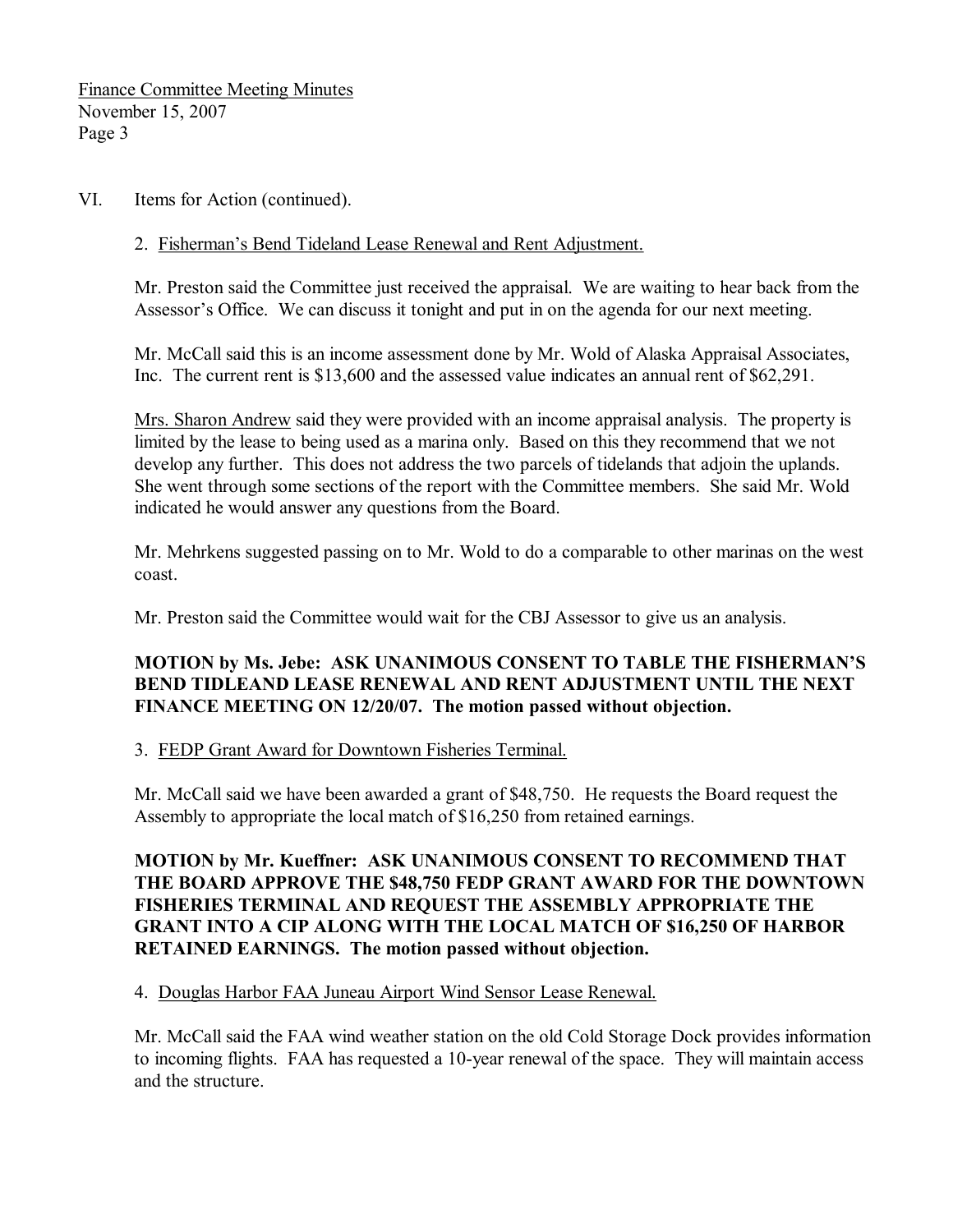VI. Items for Action (continued).

2. Fisherman's Bend Tideland Lease Renewal and Rent Adjustment.

Mr. Preston said the Committee just received the appraisal. We are waiting to hear back from the Assessor's Office. We can discuss it tonight and put in on the agenda for our next meeting.

Mr. McCall said this is an income assessment done by Mr. Wold of Alaska Appraisal Associates, Inc. The current rent is $13,600 and the assessed value indicates an annual rent of $62,291.

Mrs. Sharon Andrew said they were provided with an income appraisal analysis. The property is limited by the lease to being used as a marina only. Based on this they recommend that we not develop any further. This does not address the two parcels of tidelands that adjoin the uplands. She went through some sections of the report with the Committee members. She said Mr. Wold indicated he would answer any questions from the Board.

Mr. Mehrkens suggested passing on to Mr. Wold to do a comparable to other marinas on the west coast.

Mr. Preston said the Committee would wait for the CBJ Assessor to give us an analysis.

**MOTION by Ms. Jebe: ASK UNANIMOUS CONSENT TO TABLE THE FISHERMAN'S BEND TIDLEAND LEASE RENEWAL AND RENT ADJUSTMENT UNTIL THE NEXT FINANCE MEETING ON 12/20/07. The motion passed without objection.**

3. FEDP Grant Award for Downtown Fisheries Terminal.

Mr. McCall said we have been awarded a grant of $48,750. He requests the Board request the Assembly to appropriate the local match of $16,250 from retained earnings.

**MOTION by Mr. Kueffner: ASK UNANIMOUS CONSENT TO RECOMMEND THAT THE BOARD APPROVE THE $48,750 FEDP GRANT AWARD FOR THE DOWNTOWN FISHERIES TERMINAL AND REQUEST THE ASSEMBLY APPROPRIATE THE GRANT INTO A CIP ALONG WITH THE LOCAL MATCH OF $16,250 OF HARBOR RETAINED EARNINGS. The motion passed without objection.**

4. Douglas Harbor FAA Juneau Airport Wind Sensor Lease Renewal.

Mr. McCall said the FAA wind weather station on the old Cold Storage Dock provides information to incoming flights. FAA has requested a 10-year renewal of the space. They will maintain access and the structure.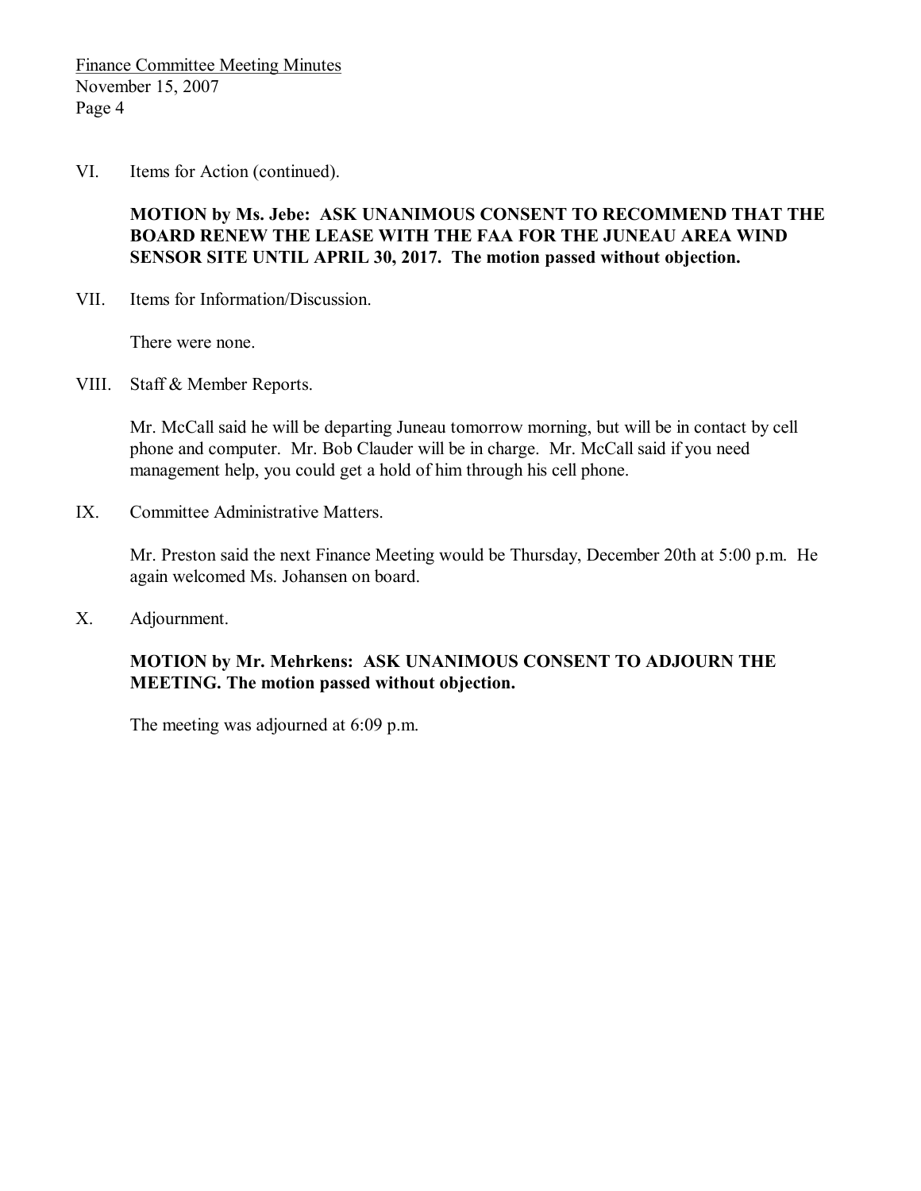VI. Items for Action (continued).

**MOTION by Ms. Jebe: ASK UNANIMOUS CONSENT TO RECOMMEND THAT THE BOARD RENEW THE LEASE WITH THE FAA FOR THE JUNEAU AREA WIND SENSOR SITE UNTIL APRIL 30, 2017. The motion passed without objection.**

VII. Items for Information/Discussion.

There were none.

VIII. Staff & Member Reports.

Mr. McCall said he will be departing Juneau tomorrow morning, but will be in contact by cell phone and computer. Mr. Bob Clauder will be in charge. Mr. McCall said if you need management help, you could get a hold of him through his cell phone.

IX. Committee Administrative Matters.

Mr. Preston said the next Finance Meeting would be Thursday, December 20th at 5:00 p.m. He again welcomed Ms. Johansen on board.

X. Adjournment.

**MOTION by Mr. Mehrkens: ASK UNANIMOUS CONSENT TO ADJOURN THE MEETING. The motion passed without objection.**

The meeting was adjourned at 6:09 p.m.